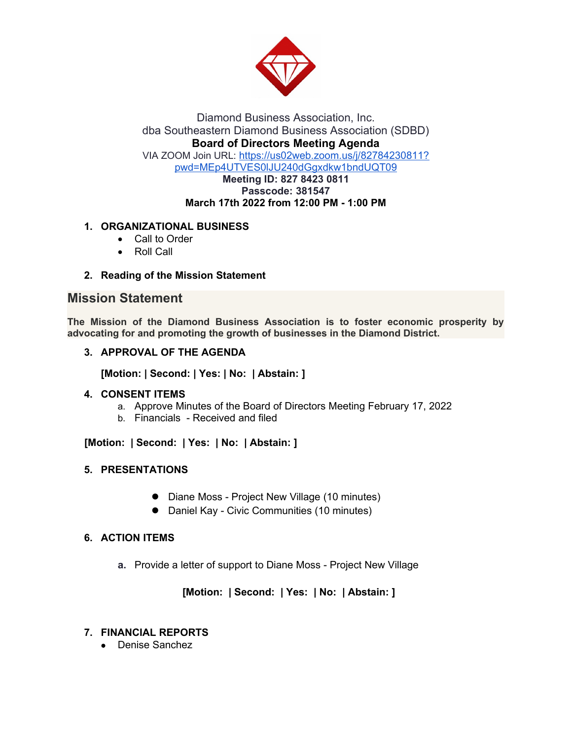Diamond Business Association, Inc.
dba Southeastern Diamond Business Association (SDBD)

**Board of Directors Meeting Agenda**

VIA ZOOM Join URL: [https://us02web.zoom.us/j/82784230811?pwd=MEp4UTVES0lJU240dGgxdkw1bndUQT09](https://us02web.zoom.us/j/82784230811?pwd=MEp4UTVES0lJU240dGgxdkw1bndUQT09)

**Meeting ID: 827 8423 0811**

**Passcode: 381547**

**March 17th 2022 from 12:00 PM - 1:00 PM**

1. **ORGANIZATIONAL BUSINESS**
   - Call to Order
   - Roll Call

2. **Reading of the Mission Statement**

## Mission Statement

**The Mission of the Diamond Business Association is to foster economic prosperity by advocating for and promoting the growth of businesses in the Diamond District.**

3. **APPROVAL OF THE AGENDA**

   **[Motion: | Second: | Yes: | No: | Abstain: ]**

4. **CONSENT ITEMS**
   a. Approve Minutes of the Board of Directors Meeting February 17, 2022
   b. Financials - Received and filed

**[Motion: | Second: | Yes: | No: | Abstain: ]**

5. **PRESENTATIONS**
   - Diane Moss - Project New Village (10 minutes)
   - Daniel Kay - Civic Communities (10 minutes)

6. **ACTION ITEMS**

   **a.** Provide a letter of support to Diane Moss - Project New Village

   **[Motion: | Second: | Yes: | No: | Abstain: ]**

7. **FINANCIAL REPORTS**
   - Denise Sanchez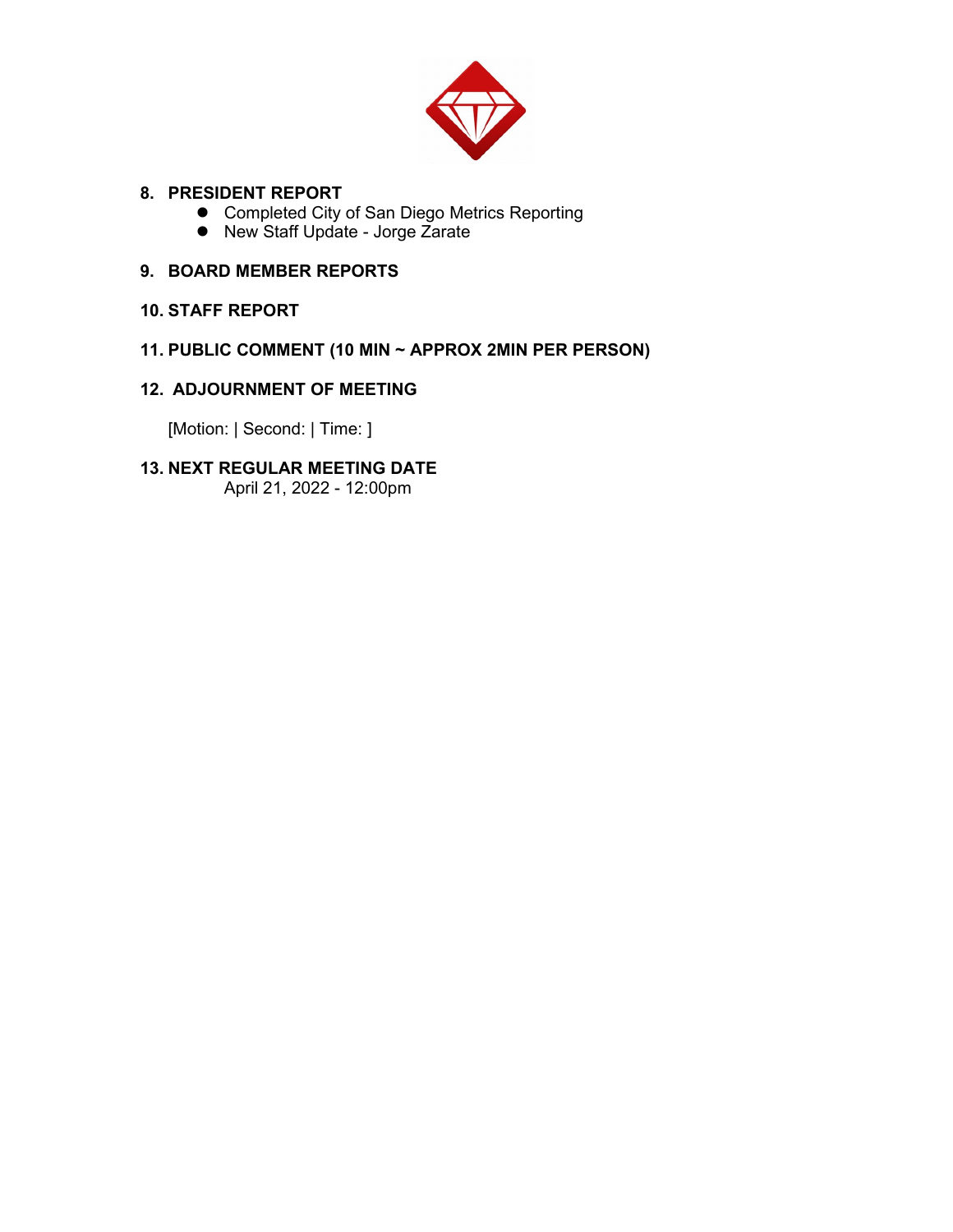**8. PRESIDENT REPORT**

- Completed City of San Diego Metrics Reporting
- New Staff Update - Jorge Zarate

**9. BOARD MEMBER REPORTS**

**10. STAFF REPORT**

**11. PUBLIC COMMENT (10 MIN ~ APPROX 2MIN PER PERSON)**

**12. ADJOURNMENT OF MEETING**

[Motion: | Second: | Time: ]

**13. NEXT REGULAR MEETING DATE**

April 21, 2022 - 12:00pm